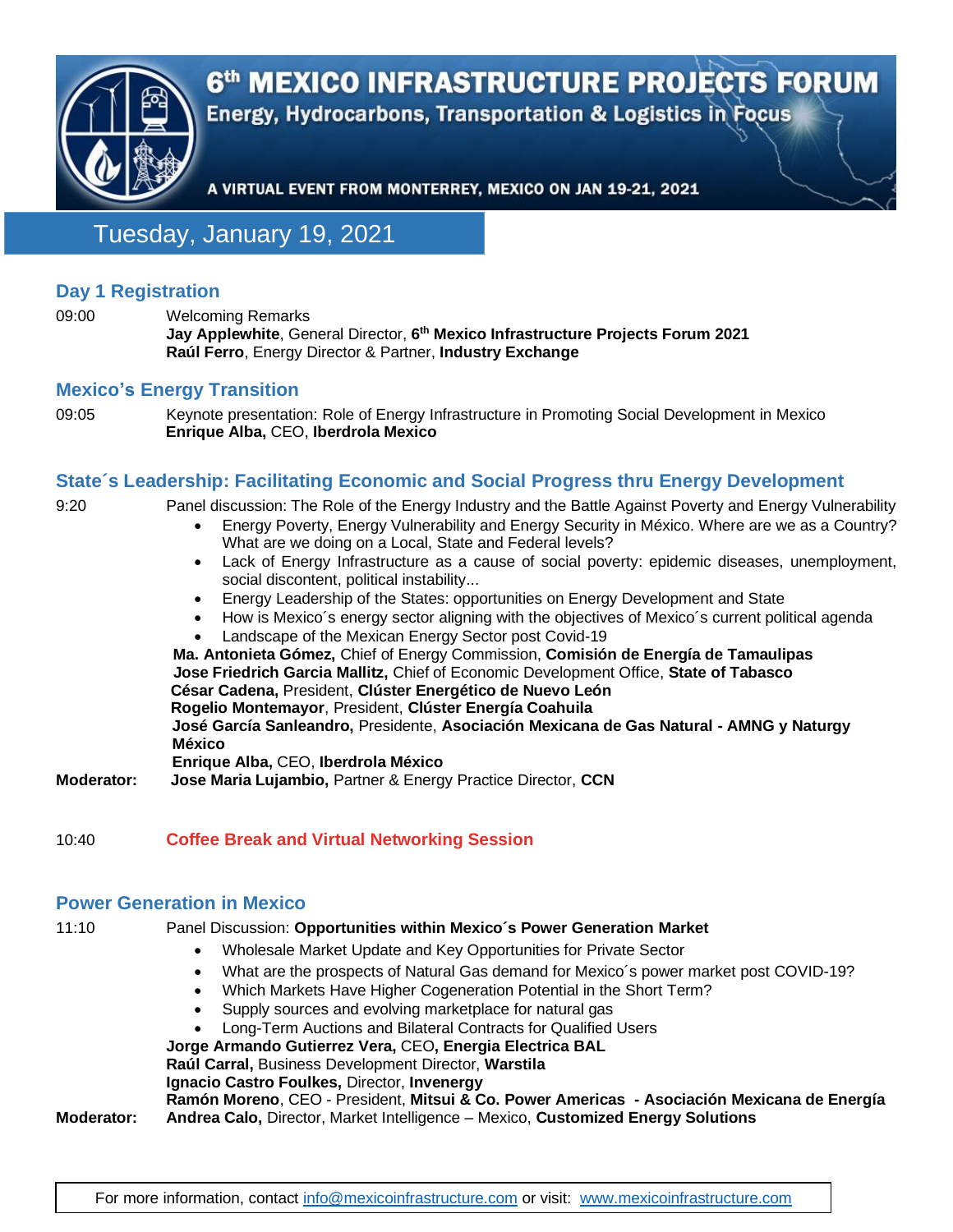# 6th MEXICO INFRASTRUCTURE PROJECTS FORUM

**Energy, Hydrocarbons, Transportation & Logistics in Focus**

A VIRTUAL EVENT FROM MONTERREY, MEXICO ON JAN 19-21, 2021

## Tuesday, January 19, 2021

### Day 1 Registration

09:00 Welcoming Remarks
**Jay Applewhite**, General Director, **6th Mexico Infrastructure Projects Forum 2021**
**Raúl Ferro**, Energy Director & Partner, **Industry Exchange**

### Mexico's Energy Transition

09:05 Keynote presentation: Role of Energy Infrastructure in Promoting Social Development in Mexico
**Enrique Alba,** CEO, **Iberdrola Mexico**

### State´s Leadership: Facilitating Economic and Social Progress thru Energy Development

9:20 Panel discussion: The Role of the Energy Industry and the Battle Against Poverty and Energy Vulnerability

- Energy Poverty, Energy Vulnerability and Energy Security in México. Where are we as a Country? What are we doing on a Local, State and Federal levels?
- Lack of Energy Infrastructure as a cause of social poverty: epidemic diseases, unemployment, social discontent, political instability...
- Energy Leadership of the States: opportunities on Energy Development and State
- How is Mexico´s energy sector aligning with the objectives of Mexico´s current political agenda
- Landscape of the Mexican Energy Sector post Covid-19

**Ma. Antonieta Gómez,** Chief of Energy Commission, **Comisión de Energía de Tamaulipas**
**Jose Friedrich Garcia Mallitz,** Chief of Economic Development Office, **State of Tabasco**
**César Cadena,** President, **Clúster Energético de Nuevo León**
**Rogelio Montemayor**, President, **Clúster Energía Coahuila**
**José García Sanleandro,** Presidente, **Asociación Mexicana de Gas Natural - AMNG y Naturgy México**
**Enrique Alba,** CEO, **Iberdrola México**

**Moderator:** **Jose Maria Lujambio,** Partner & Energy Practice Director, **CCN**

10:40 **Coffee Break and Virtual Networking Session**

### Power Generation in Mexico

11:10 Panel Discussion: **Opportunities within Mexico´s Power Generation Market**

- Wholesale Market Update and Key Opportunities for Private Sector
- What are the prospects of Natural Gas demand for Mexico´s power market post COVID-19?
- Which Markets Have Higher Cogeneration Potential in the Short Term?
- Supply sources and evolving marketplace for natural gas
- Long-Term Auctions and Bilateral Contracts for Qualified Users

**Jorge Armando Gutierrez Vera,** CEO, **Energia Electrica BAL**
**Raúl Carral,** Business Development Director, **Warstila**
**Ignacio Castro Foulkes,** Director, **Invenergy**
**Ramón Moreno**, CEO - President, **Mitsui & Co. Power Americas - Asociación Mexicana de Energía**

**Moderator:** **Andrea Calo,** Director, Market Intelligence – Mexico, **Customized Energy Solutions**

For more information, contact info@mexicoinfrastructure.com or visit: www.mexicoinfrastructure.com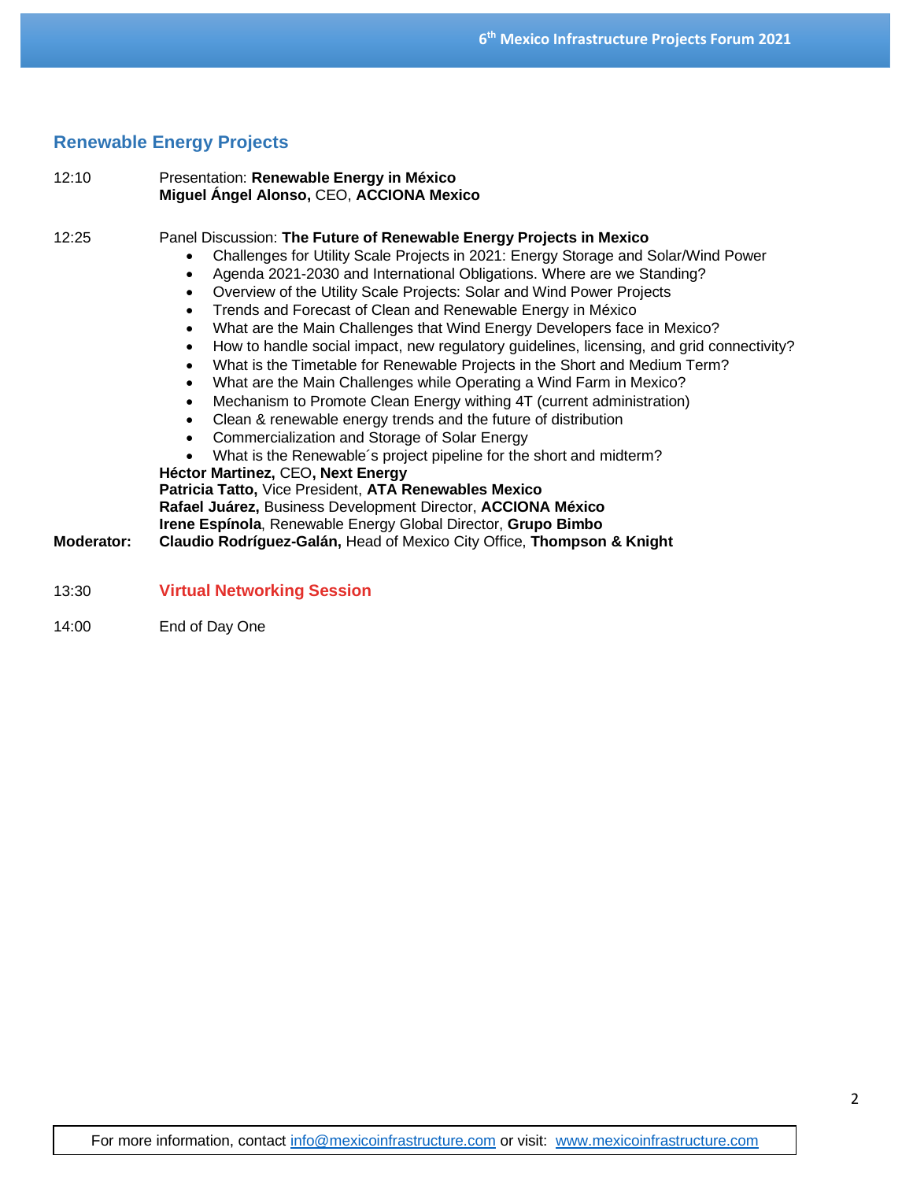## Renewable Energy Projects

12:10 Presentation: **Renewable Energy in México**
**Miguel Ángel Alonso,** CEO, **ACCIONA Mexico**

12:25 Panel Discussion: **The Future of Renewable Energy Projects in Mexico**

- Challenges for Utility Scale Projects in 2021: Energy Storage and Solar/Wind Power
- Agenda 2021-2030 and International Obligations. Where are we Standing?
- Overview of the Utility Scale Projects: Solar and Wind Power Projects
- Trends and Forecast of Clean and Renewable Energy in México
- What are the Main Challenges that Wind Energy Developers face in Mexico?
- How to handle social impact, new regulatory guidelines, licensing, and grid connectivity?
- What is the Timetable for Renewable Projects in the Short and Medium Term?
- What are the Main Challenges while Operating a Wind Farm in Mexico?
- Mechanism to Promote Clean Energy withing 4T (current administration)
- Clean & renewable energy trends and the future of distribution
- Commercialization and Storage of Solar Energy
- What is the Renewable´s project pipeline for the short and midterm?

**Héctor Martinez,** CEO**, Next Energy**
**Patricia Tatto,** Vice President, **ATA Renewables Mexico**
**Rafael Juárez,** Business Development Director, **ACCIONA México**
**Irene Espínola**, Renewable Energy Global Director, **Grupo Bimbo**

**Moderator:** **Claudio Rodríguez-Galán,** Head of Mexico City Office, **Thompson & Knight**

13:30 **Virtual Networking Session**

14:00 End of Day One

For more information, contact info@mexicoinfrastructure.com or visit: www.mexicoinfrastructure.com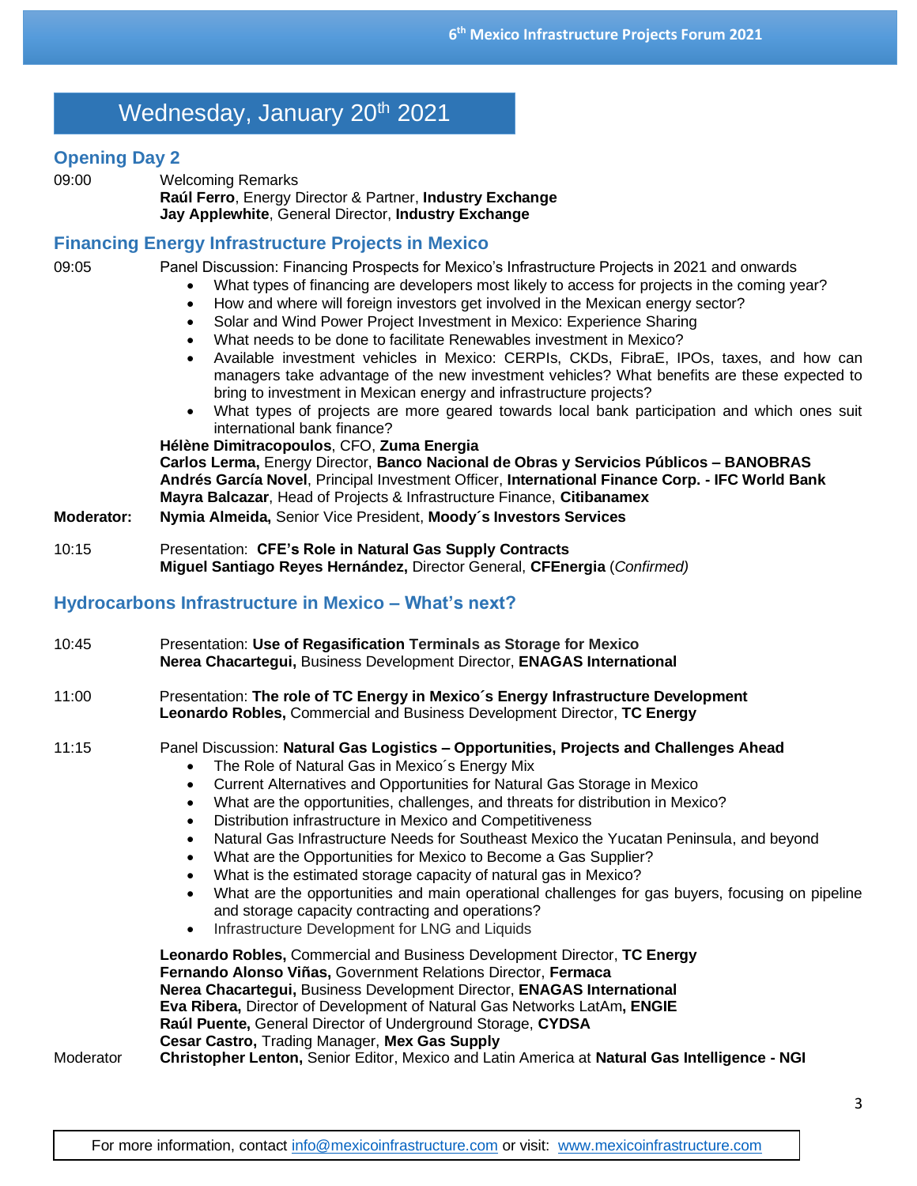# Wednesday, January 20th 2021

## Opening Day 2

09:00 Welcoming Remarks
**Raúl Ferro**, Energy Director & Partner, **Industry Exchange**
**Jay Applewhite**, General Director, **Industry Exchange**

## Financing Energy Infrastructure Projects in Mexico

09:05 Panel Discussion: Financing Prospects for Mexico's Infrastructure Projects in 2021 and onwards

- What types of financing are developers most likely to access for projects in the coming year?
- How and where will foreign investors get involved in the Mexican energy sector?
- Solar and Wind Power Project Investment in Mexico: Experience Sharing
- What needs to be done to facilitate Renewables investment in Mexico?
- Available investment vehicles in Mexico: CERPIs, CKDs, FibraE, IPOs, taxes, and how can managers take advantage of the new investment vehicles? What benefits are these expected to bring to investment in Mexican energy and infrastructure projects?
- What types of projects are more geared towards local bank participation and which ones suit international bank finance?

**Hélène Dimitracopoulos**, CFO, **Zuma Energia**
**Carlos Lerma,** Energy Director, **Banco Nacional de Obras y Servicios Públicos – BANOBRAS**
**Andrés García Novel**, Principal Investment Officer, **International Finance Corp. - IFC World Bank**
**Mayra Balcazar**, Head of Projects & Infrastructure Finance, **Citibanamex**

**Moderator:** **Nymia Almeida,** Senior Vice President, **Moody´s Investors Services**

10:15 Presentation: **CFE's Role in Natural Gas Supply Contracts**
**Miguel Santiago Reyes Hernández,** Director General, **CFEnergia** (*Confirmed)*

## Hydrocarbons Infrastructure in Mexico – What's next?

10:45 Presentation: **Use of Regasification Terminals as Storage for Mexico**
**Nerea Chacartegui,** Business Development Director, **ENAGAS International**

11:00 Presentation: **The role of TC Energy in Mexico´s Energy Infrastructure Development**
**Leonardo Robles,** Commercial and Business Development Director, **TC Energy**

11:15 Panel Discussion: **Natural Gas Logistics – Opportunities, Projects and Challenges Ahead**

- The Role of Natural Gas in Mexico´s Energy Mix
- Current Alternatives and Opportunities for Natural Gas Storage in Mexico
- What are the opportunities, challenges, and threats for distribution in Mexico?
- Distribution infrastructure in Mexico and Competitiveness
- Natural Gas Infrastructure Needs for Southeast Mexico the Yucatan Peninsula, and beyond
- What are the Opportunities for Mexico to Become a Gas Supplier?
- What is the estimated storage capacity of natural gas in Mexico?
- What are the opportunities and main operational challenges for gas buyers, focusing on pipeline and storage capacity contracting and operations?
- Infrastructure Development for LNG and Liquids

**Leonardo Robles,** Commercial and Business Development Director, **TC Energy**
**Fernando Alonso Viñas,** Government Relations Director, **Fermaca**
**Nerea Chacartegui,** Business Development Director, **ENAGAS International**
**Eva Ribera,** Director of Development of Natural Gas Networks LatAm**, ENGIE**
**Raúl Puente,** General Director of Underground Storage, **CYDSA**
**Cesar Castro,** Trading Manager, **Mex Gas Supply**

Moderator **Christopher Lenton,** Senior Editor, Mexico and Latin America at **Natural Gas Intelligence - NGI**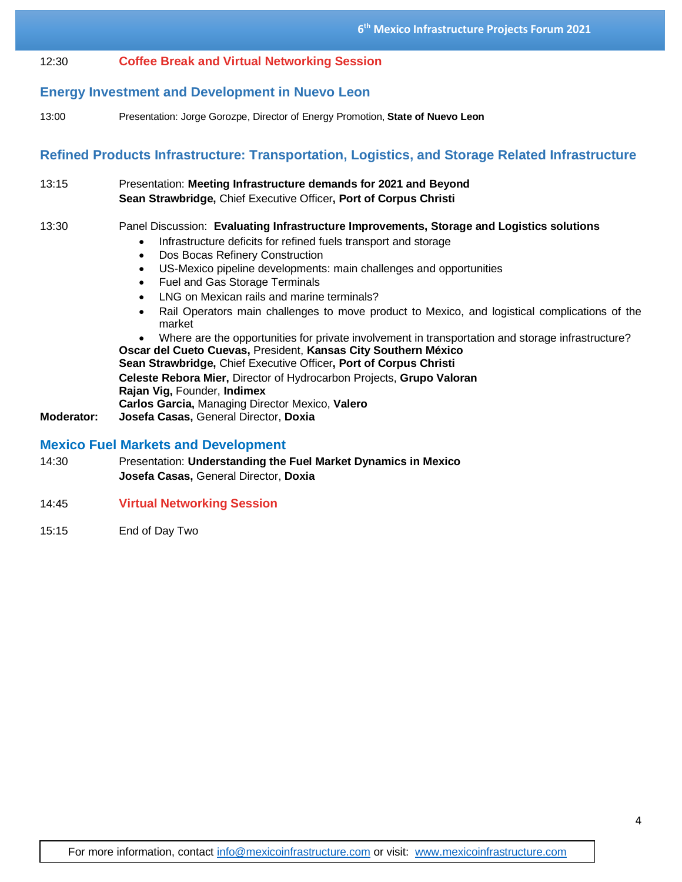12:30 **Coffee Break and Virtual Networking Session**

## Energy Investment and Development in Nuevo Leon

13:00 Presentation: Jorge Gorozpe, Director of Energy Promotion, **State of Nuevo Leon**

## Refined Products Infrastructure: Transportation, Logistics, and Storage Related Infrastructure

13:15 Presentation: **Meeting Infrastructure demands for 2021 and Beyond**
**Sean Strawbridge,** Chief Executive Officer**, Port of Corpus Christi**

13:30 Panel Discussion: **Evaluating Infrastructure Improvements, Storage and Logistics solutions**

- Infrastructure deficits for refined fuels transport and storage
- Dos Bocas Refinery Construction
- US-Mexico pipeline developments: main challenges and opportunities
- Fuel and Gas Storage Terminals
- LNG on Mexican rails and marine terminals?
- Rail Operators main challenges to move product to Mexico, and logistical complications of the market
- Where are the opportunities for private involvement in transportation and storage infrastructure?

**Oscar del Cueto Cuevas,** President, **Kansas City Southern México**
**Sean Strawbridge,** Chief Executive Officer**, Port of Corpus Christi**
**Celeste Rebora Mier,** Director of Hydrocarbon Projects, **Grupo Valoran**
**Rajan Vig,** Founder, **Indimex**
**Carlos Garcia,** Managing Director Mexico, **Valero**
**Moderator:** **Josefa Casas,** General Director, **Doxia**

## Mexico Fuel Markets and Development

14:30 Presentation: **Understanding the Fuel Market Dynamics in Mexico**
**Josefa Casas,** General Director, **Doxia**

14:45 **Virtual Networking Session**

15:15 End of Day Two

For more information, contact info@mexicoinfrastructure.com or visit: www.mexicoinfrastructure.com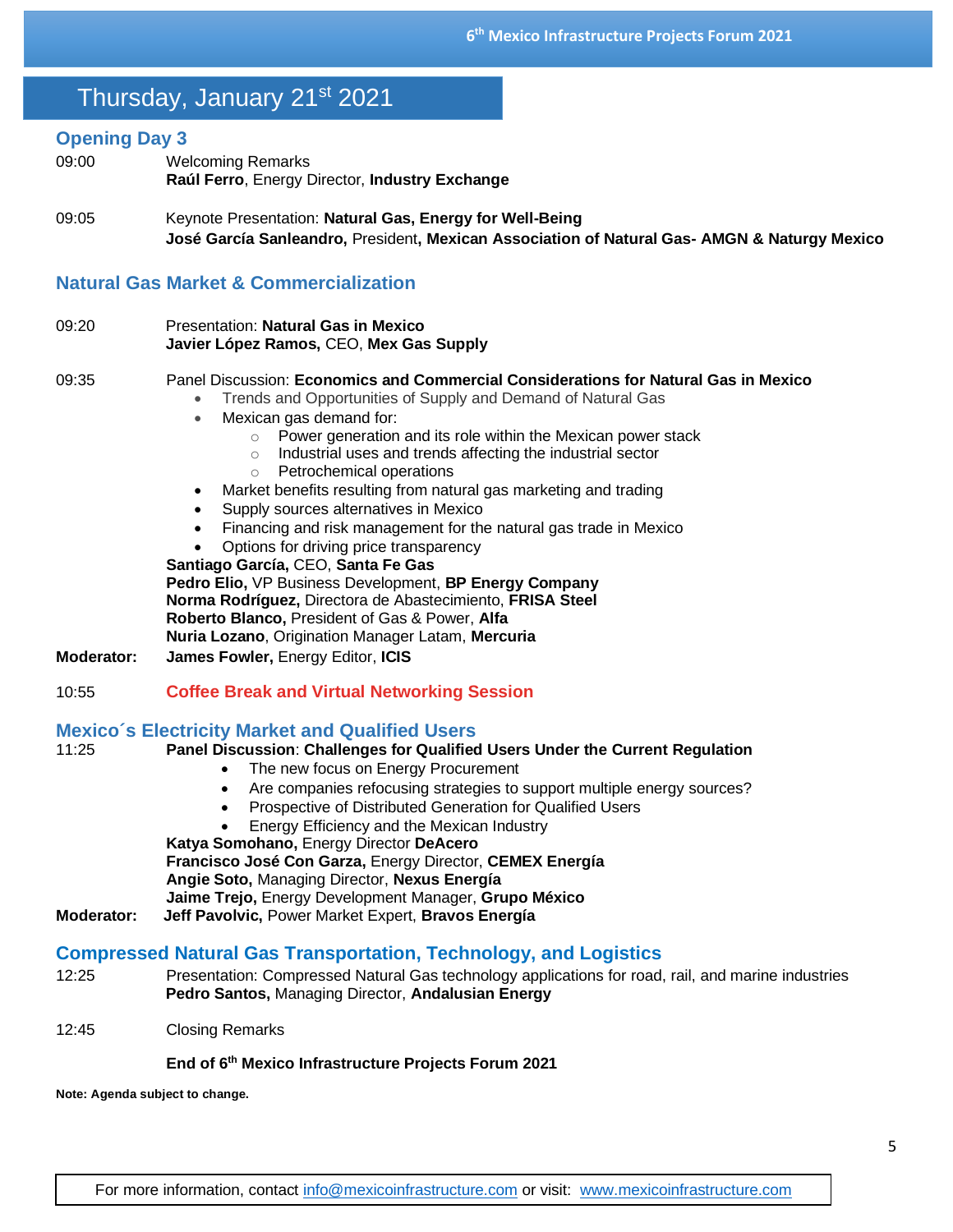# Thursday, January 21st 2021

## Opening Day 3

09:00 Welcoming Remarks
**Raúl Ferro**, Energy Director, **Industry Exchange**

09:05 Keynote Presentation: **Natural Gas, Energy for Well-Being**
**José García Sanleandro,** President**, Mexican Association of Natural Gas- AMGN & Naturgy Mexico**

## Natural Gas Market & Commercialization

09:20 Presentation: **Natural Gas in Mexico**
**Javier López Ramos,** CEO, **Mex Gas Supply**

09:35 Panel Discussion: **Economics and Commercial Considerations for Natural Gas in Mexico**

- Trends and Opportunities of Supply and Demand of Natural Gas
- Mexican gas demand for:
  - Power generation and its role within the Mexican power stack
  - Industrial uses and trends affecting the industrial sector
  - Petrochemical operations
- Market benefits resulting from natural gas marketing and trading
- Supply sources alternatives in Mexico
- Financing and risk management for the natural gas trade in Mexico
- Options for driving price transparency

**Santiago García,** CEO, **Santa Fe Gas**
**Pedro Elio,** VP Business Development, **BP Energy Company**
**Norma Rodríguez,** Directora de Abastecimiento, **FRISA Steel**
**Roberto Blanco,** President of Gas & Power, **Alfa**
**Nuria Lozano**, Origination Manager Latam, **Mercuria**

**Moderator:** **James Fowler,** Energy Editor, **ICIS**

10:55 **Coffee Break and Virtual Networking Session**

## Mexico´s Electricity Market and Qualified Users

11:25 **Panel Discussion**: **Challenges for Qualified Users Under the Current Regulation**

- The new focus on Energy Procurement
- Are companies refocusing strategies to support multiple energy sources?
- Prospective of Distributed Generation for Qualified Users
- Energy Efficiency and the Mexican Industry

**Katya Somohano,** Energy Director **DeAcero**
**Francisco José Con Garza,** Energy Director, **CEMEX Energía**
**Angie Soto,** Managing Director, **Nexus Energía**
**Jaime Trejo,** Energy Development Manager, **Grupo México**

**Moderator:** **Jeff Pavolvic,** Power Market Expert, **Bravos Energía**

## Compressed Natural Gas Transportation, Technology, and Logistics

12:25 Presentation: Compressed Natural Gas technology applications for road, rail, and marine industries
**Pedro Santos,** Managing Director, **Andalusian Energy**

12:45 Closing Remarks

**End of 6th Mexico Infrastructure Projects Forum 2021**

**Note: Agenda subject to change.**

For more information, contact info@mexicoinfrastructure.com or visit: www.mexicoinfrastructure.com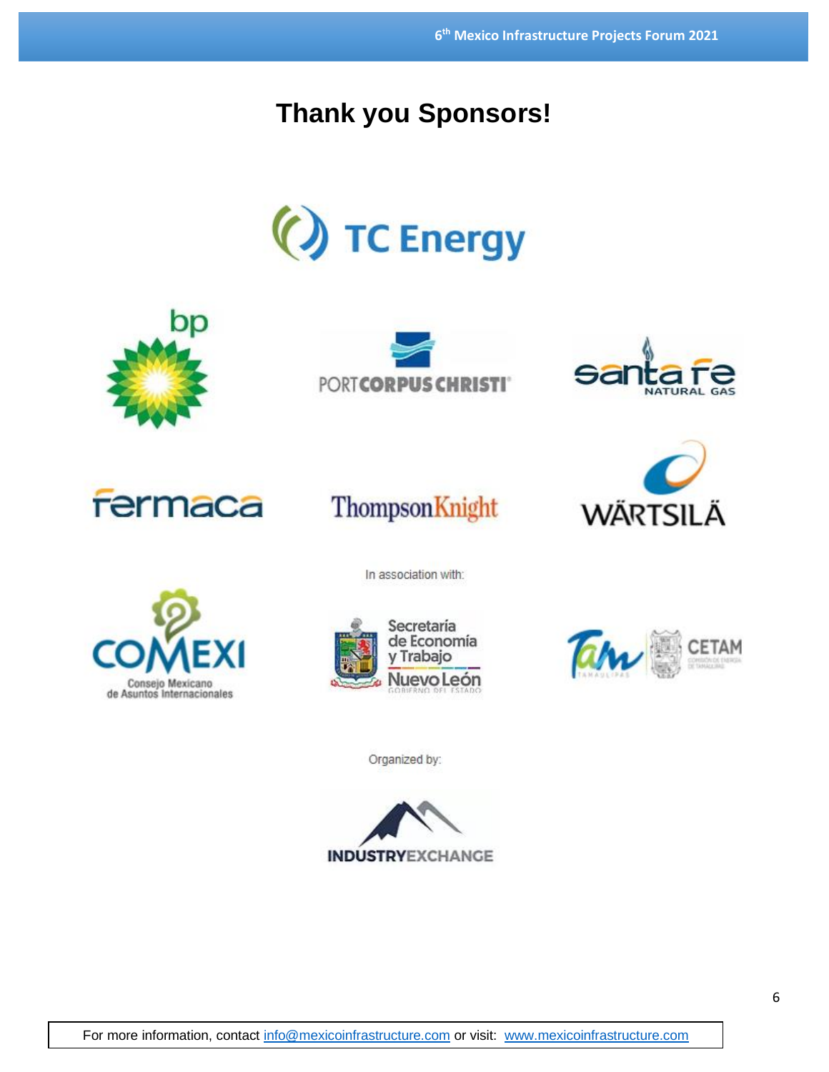# Thank you Sponsors!

TC Energy

bp

PORT CORPUS CHRISTI

santa fe NATURAL GAS

fermaca

ThompsonKnight

WÄRTSILÄ

In association with:

COMEXI Consejo Mexicano de Asuntos Internacionales

Secretaría de Economía y Trabajo Nuevo León GOBIERNO DEL ESTADO

Tam TAMAULIPAS CETAM

Organized by:

INDUSTRYEXCHANGE

For more information, contact info@mexicoinfrastructure.com or visit: www.mexicoinfrastructure.com